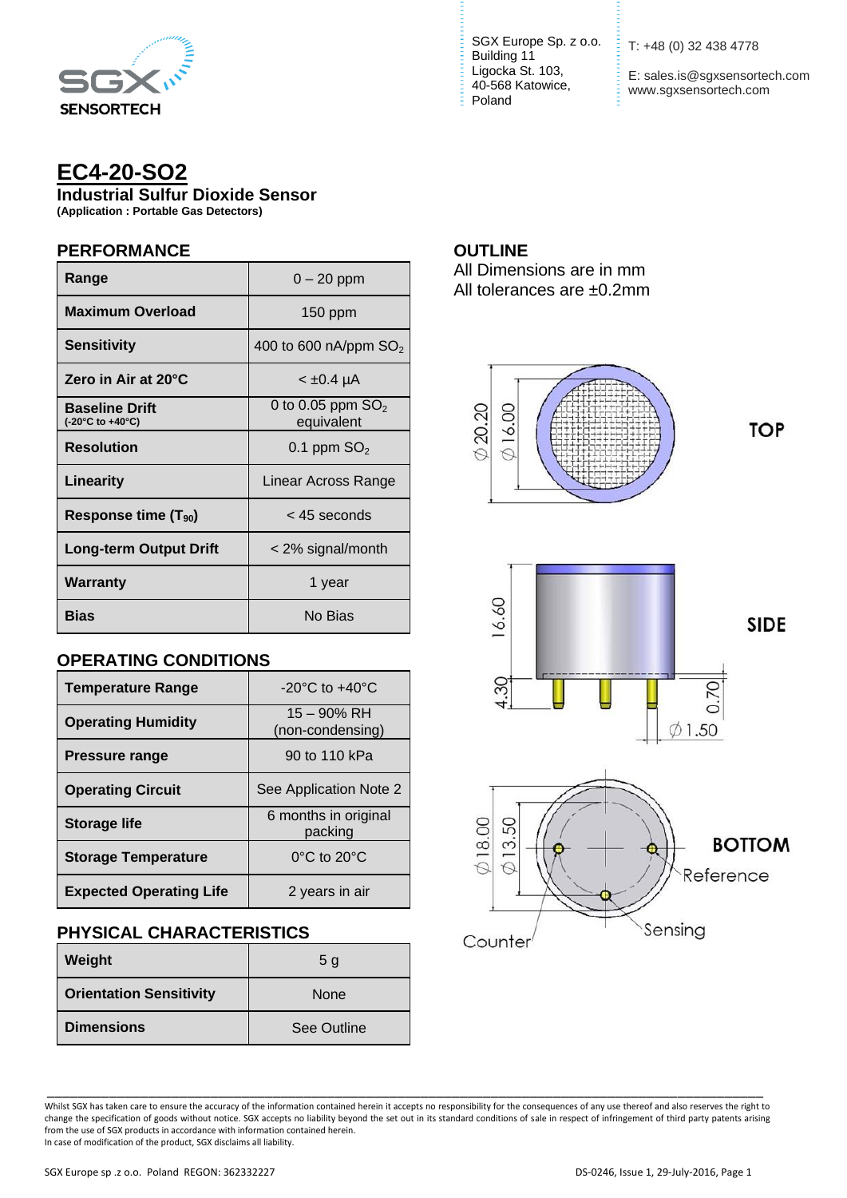SGX SENSORTECH

SGX Europe Sp. z o.o.
Building 11
Ligocka St. 103,
40-568 Katowice,
Poland

T: +48 (0) 32 438 4778

E: sales.is@sgxsensortech.com
www.sgxsensortech.com

# EC4-20-SO2

## Industrial Sulfur Dioxide Sensor

**(Application : Portable Gas Detectors)**

## PERFORMANCE

| | |
|---|---|
| **Range** | 0 – 20 ppm |
| **Maximum Overload** | 150 ppm |
| **Sensitivity** | 400 to 600 nA/ppm $SO_2$ |
| **Zero in Air at 20°C** | < ±0.4 µA |
| **Baseline Drift** (-20°C to +40°C) | 0 to 0.05 ppm $SO_2$ equivalent |
| **Resolution** | 0.1 ppm $SO_2$ |
| **Linearity** | Linear Across Range |
| **Response time ($T_{90}$)** | < 45 seconds |
| **Long-term Output Drift** | < 2% signal/month |
| **Warranty** | 1 year |
| **Bias** | No Bias |

## OPERATING CONDITIONS

| | |
|---|---|
| **Temperature Range** | -20°C to +40°C |
| **Operating Humidity** | 15 – 90% RH (non-condensing) |
| **Pressure range** | 90 to 110 kPa |
| **Operating Circuit** | See Application Note 2 |
| **Storage life** | 6 months in original packing |
| **Storage Temperature** | 0°C to 20°C |
| **Expected Operating Life** | 2 years in air |

## PHYSICAL CHARACTERISTICS

| | |
|---|---|
| **Weight** | 5 g |
| **Orientation Sensitivity** | None |
| **Dimensions** | See Outline |

## OUTLINE

All Dimensions are in mm
All tolerances are ±0.2mm

TOP
Ø20.20
Ø16.00

SIDE
16.60
4.30
0.70
Ø1.50

BOTTOM
Ø18.00
Ø13.50
Reference
Sensing
Counter

Whilst SGX has taken care to ensure the accuracy of the information contained herein it accepts no responsibility for the consequences of any use thereof and also reserves the right to change the specification of goods without notice. SGX accepts no liability beyond the set out in its standard conditions of sale in respect of infringement of third party patents arising from the use of SGX products in accordance with information contained herein.
In case of modification of the product, SGX disclaims all liability.

SGX Europe sp .z o.o. Poland REGON: 362332227

DS-0246, Issue 1, 29-July-2016, Page 1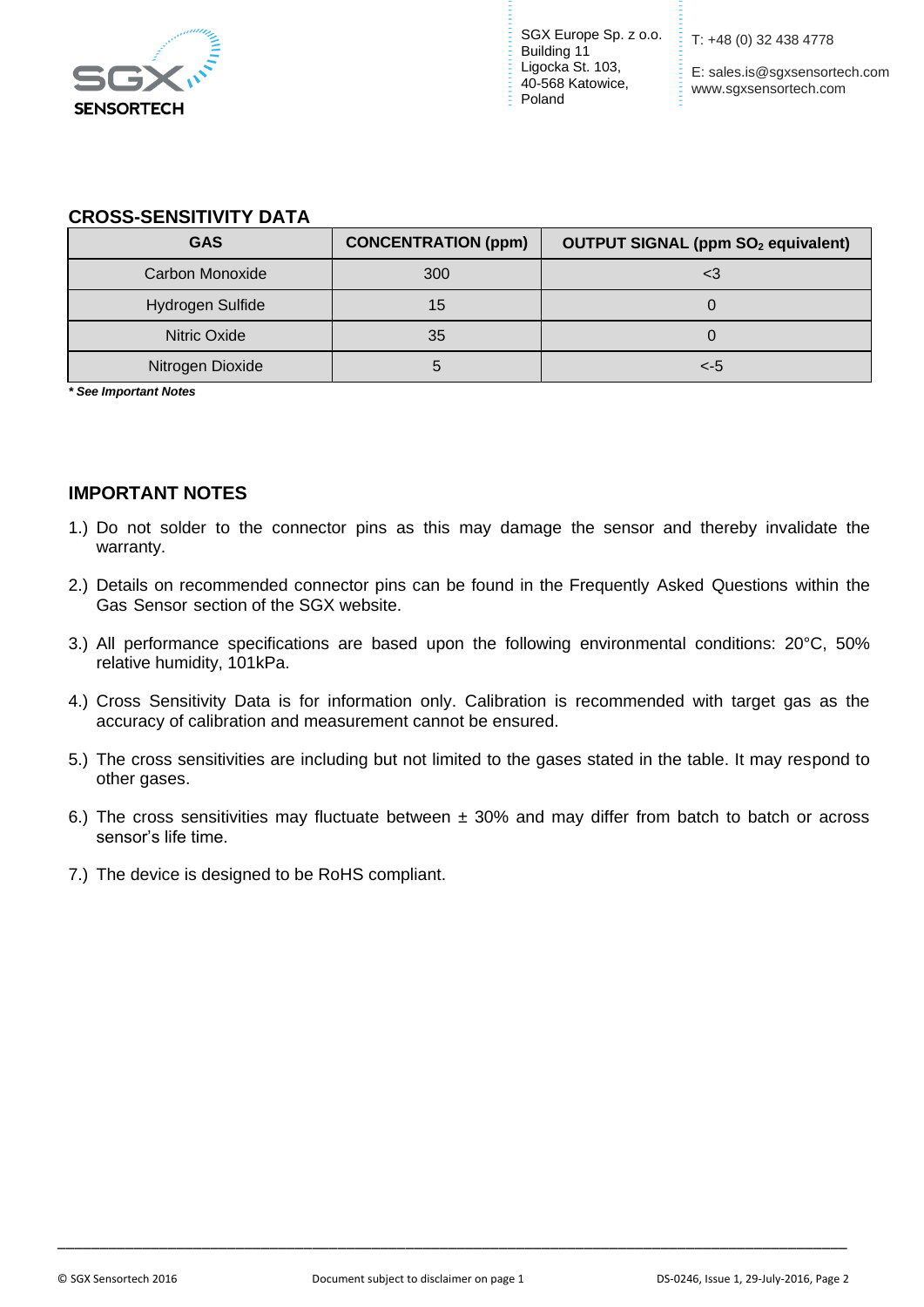## CROSS-SENSITIVITY DATA

| GAS | CONCENTRATION (ppm) | OUTPUT SIGNAL (ppm $SO_2$ equivalent) |
|---|---|---|
| Carbon Monoxide | 300 | <3 |
| Hydrogen Sulfide | 15 | 0 |
| Nitric Oxide | 35 | 0 |
| Nitrogen Dioxide | 5 | <-5 |

***See Important Notes***

## IMPORTANT NOTES

1.) Do not solder to the connector pins as this may damage the sensor and thereby invalidate the warranty.

2.) Details on recommended connector pins can be found in the Frequently Asked Questions within the Gas Sensor section of the SGX website.

3.) All performance specifications are based upon the following environmental conditions: 20°C, 50% relative humidity, 101kPa.

4.) Cross Sensitivity Data is for information only. Calibration is recommended with target gas as the accuracy of calibration and measurement cannot be ensured.

5.) The cross sensitivities are including but not limited to the gases stated in the table. It may respond to other gases.

6.) The cross sensitivities may fluctuate between ± 30% and may differ from batch to batch or across sensor's life time.

7.) The device is designed to be RoHS compliant.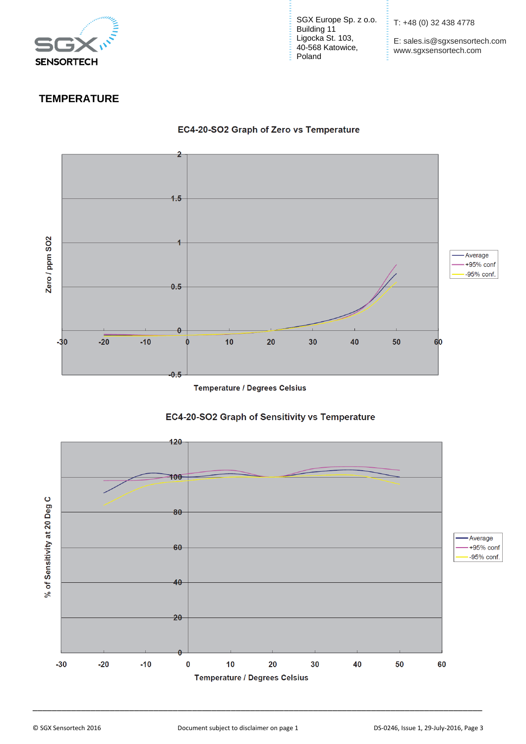SGX SENSORTECH

SGX Europe Sp. z o.o.
Building 11
Ligocka St. 103,
40-568 Katowice,
Poland

T: +48 (0) 32 438 4778

E: sales.is@sgxsensortech.com
www.sgxsensortech.com

## TEMPERATURE

EC4-20-SO2 Graph of Zero vs Temperature

Zero / ppm SO2

2
1.5
1
0.5
0
-0.5

-30 -20 -10 0 10 20 30 40 50 60

Temperature / Degrees Celsius

Average
+95% conf
-95% conf.

EC4-20-SO2 Graph of Sensitivity vs Temperature

% of Sensitivity at 20 Deg C

120
100
80
60
40
20
0

-30 -20 -10 0 10 20 30 40 50 60

Temperature / Degrees Celsius

Average
+95% conf
-95% conf.

© SGX Sensortech 2016 Document subject to disclaimer on page 1 DS-0246, Issue 1, 29-July-2016, Page 3